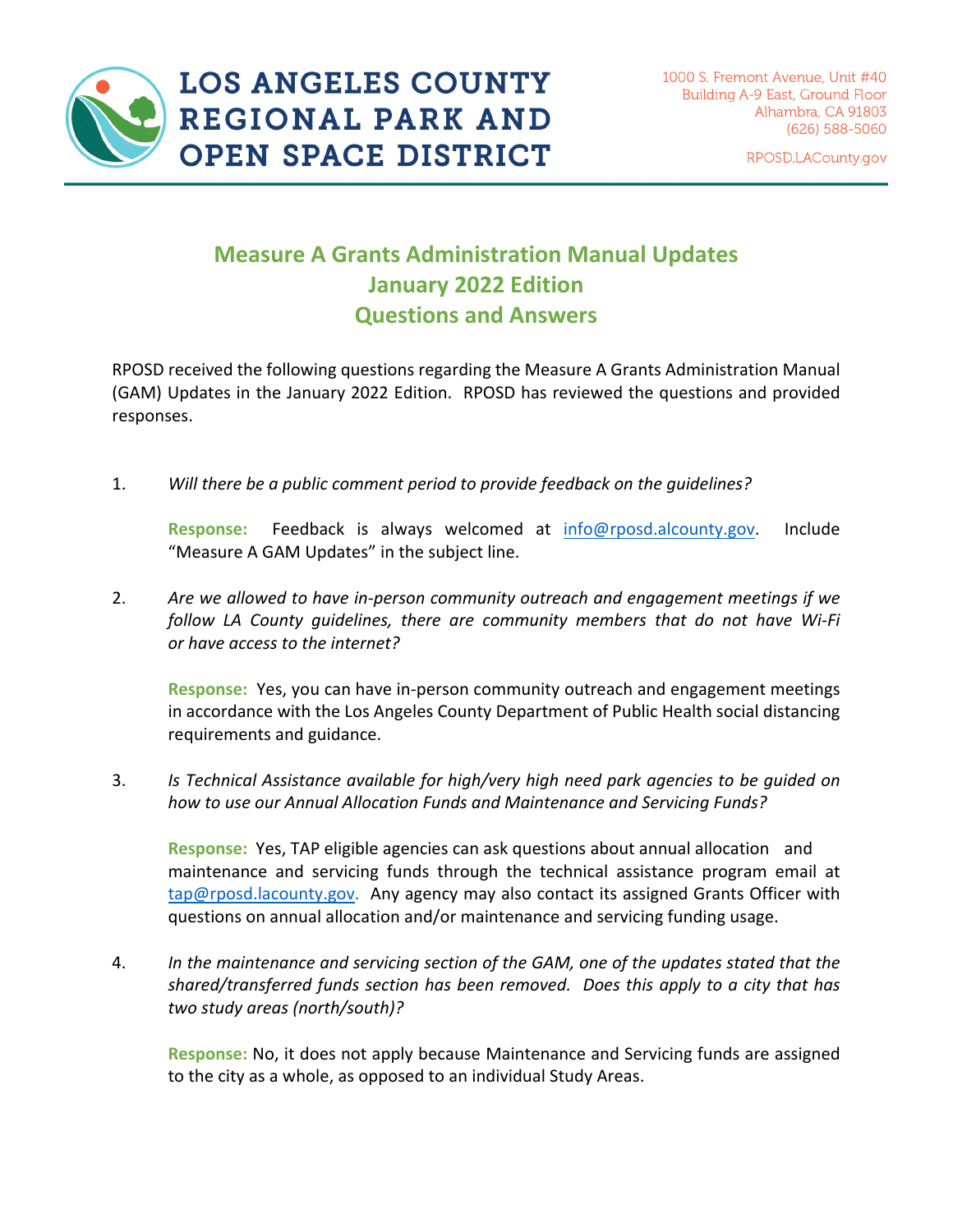LOS ANGELES COUNTY REGIONAL PARK AND OPEN SPACE DISTRICT

1000 S. Fremont Avenue, Unit #40
Building A-9 East, Ground Floor
Alhambra, CA 91803
(626) 588-5060

RPOSD.LACounty.gov

# Measure A Grants Administration Manual Updates
## January 2022 Edition
## Questions and Answers

RPOSD received the following questions regarding the Measure A Grants Administration Manual (GAM) Updates in the January 2022 Edition. RPOSD has reviewed the questions and provided responses.

1. *Will there be a public comment period to provide feedback on the guidelines?*

   **Response:** Feedback is always welcomed at info@rposd.alcounty.gov. Include "Measure A GAM Updates" in the subject line.

2. *Are we allowed to have in-person community outreach and engagement meetings if we follow LA County guidelines, there are community members that do not have Wi-Fi or have access to the internet?*

   **Response:** Yes, you can have in-person community outreach and engagement meetings in accordance with the Los Angeles County Department of Public Health social distancing requirements and guidance.

3. *Is Technical Assistance available for high/very high need park agencies to be guided on how to use our Annual Allocation Funds and Maintenance and Servicing Funds?*

   **Response:** Yes, TAP eligible agencies can ask questions about annual allocation and maintenance and servicing funds through the technical assistance program email at tap@rposd.lacounty.gov. Any agency may also contact its assigned Grants Officer with questions on annual allocation and/or maintenance and servicing funding usage.

4. *In the maintenance and servicing section of the GAM, one of the updates stated that the shared/transferred funds section has been removed. Does this apply to a city that has two study areas (north/south)?*

   **Response:** No, it does not apply because Maintenance and Servicing funds are assigned to the city as a whole, as opposed to an individual Study Areas.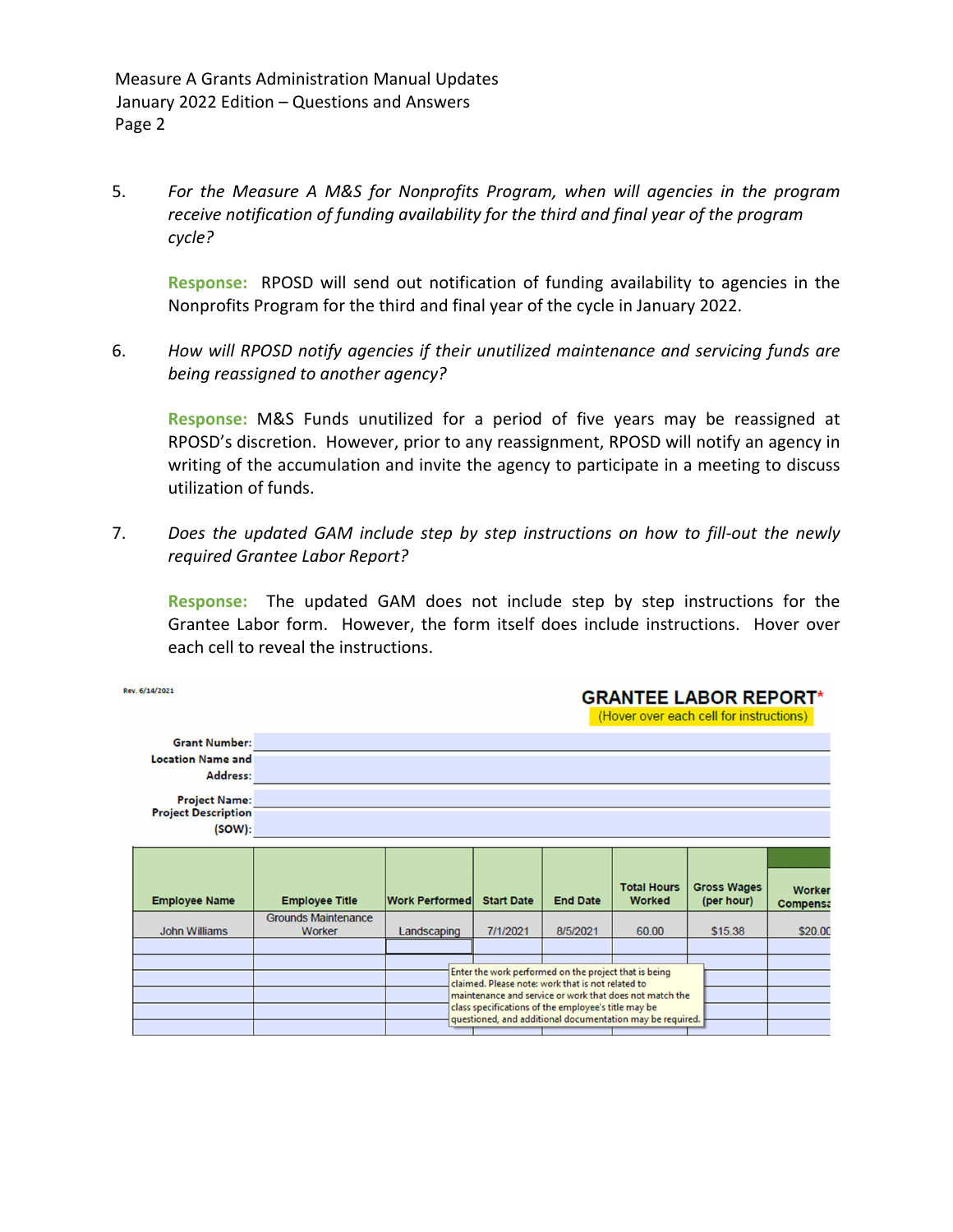5. *For the Measure A M&S for Nonprofits Program, when will agencies in the program receive notification of funding availability for the third and final year of the program cycle?*

   **Response:** RPOSD will send out notification of funding availability to agencies in the Nonprofits Program for the third and final year of the cycle in January 2022.

6. *How will RPOSD notify agencies if their unutilized maintenance and servicing funds are being reassigned to another agency?*

   **Response:** M&S Funds unutilized for a period of five years may be reassigned at RPOSD's discretion. However, prior to any reassignment, RPOSD will notify an agency in writing of the accumulation and invite the agency to participate in a meeting to discuss utilization of funds.

7. *Does the updated GAM include step by step instructions on how to fill-out the newly required Grantee Labor Report?*

   **Response:** The updated GAM does not include step by step instructions for the Grantee Labor form. However, the form itself does include instructions. Hover over each cell to reveal the instructions.

Rev. 6/14/2021

**GRANTEE LABOR REPORT***
(Hover over each cell for instructions)

Grant Number:
Location Name and Address:
Project Name:
Project Description (SOW):

| Employee Name | Employee Title | Work Performed | Start Date | End Date | Total Hours Worked | Gross Wages (per hour) | Worker Compensa |
|---|---|---|---|---|---|---|---|
| John Williams | Grounds Maintenance Worker | Landscaping | 7/1/2021 | 8/5/2021 | 60.00 | $15.38 | $20.00 |
| | | | | | | | |
| | | | | | | | |
| | | | | | | | |
| | | | | | | | |
| | | | | | | | |

Enter the work performed on the project that is being claimed. Please note: work that is not related to maintenance and service or work that does not match the class specifications of the employee's title may be questioned, and additional documentation may be required.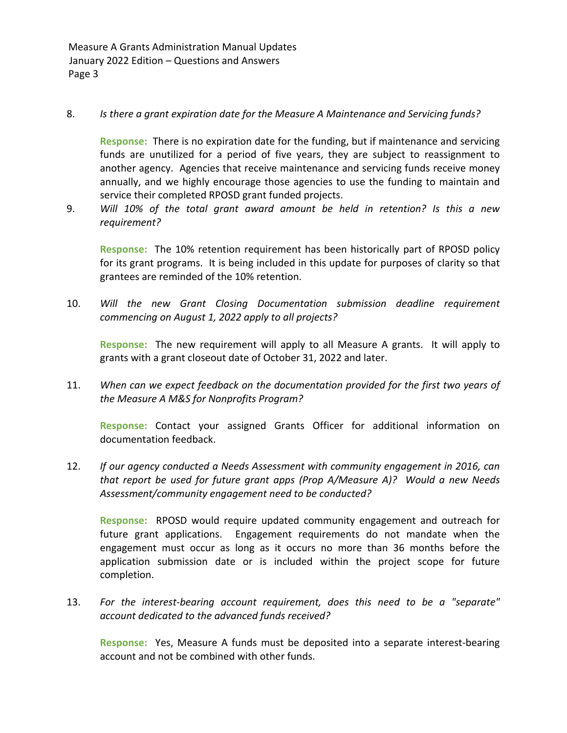8. *Is there a grant expiration date for the Measure A Maintenance and Servicing funds?*

   **Response:** There is no expiration date for the funding, but if maintenance and servicing funds are unutilized for a period of five years, they are subject to reassignment to another agency. Agencies that receive maintenance and servicing funds receive money annually, and we highly encourage those agencies to use the funding to maintain and service their completed RPOSD grant funded projects.

9. *Will 10% of the total grant award amount be held in retention? Is this a new requirement?*

   **Response:** The 10% retention requirement has been historically part of RPOSD policy for its grant programs. It is being included in this update for purposes of clarity so that grantees are reminded of the 10% retention.

10. *Will the new Grant Closing Documentation submission deadline requirement commencing on August 1, 2022 apply to all projects?*

    **Response:** The new requirement will apply to all Measure A grants. It will apply to grants with a grant closeout date of October 31, 2022 and later.

11. *When can we expect feedback on the documentation provided for the first two years of the Measure A M&S for Nonprofits Program?*

    **Response:** Contact your assigned Grants Officer for additional information on documentation feedback.

12. *If our agency conducted a Needs Assessment with community engagement in 2016, can that report be used for future grant apps (Prop A/Measure A)? Would a new Needs Assessment/community engagement need to be conducted?*

    **Response:** RPOSD would require updated community engagement and outreach for future grant applications. Engagement requirements do not mandate when the engagement must occur as long as it occurs no more than 36 months before the application submission date or is included within the project scope for future completion.

13. *For the interest-bearing account requirement, does this need to be a "separate" account dedicated to the advanced funds received?*

    **Response:** Yes, Measure A funds must be deposited into a separate interest-bearing account and not be combined with other funds.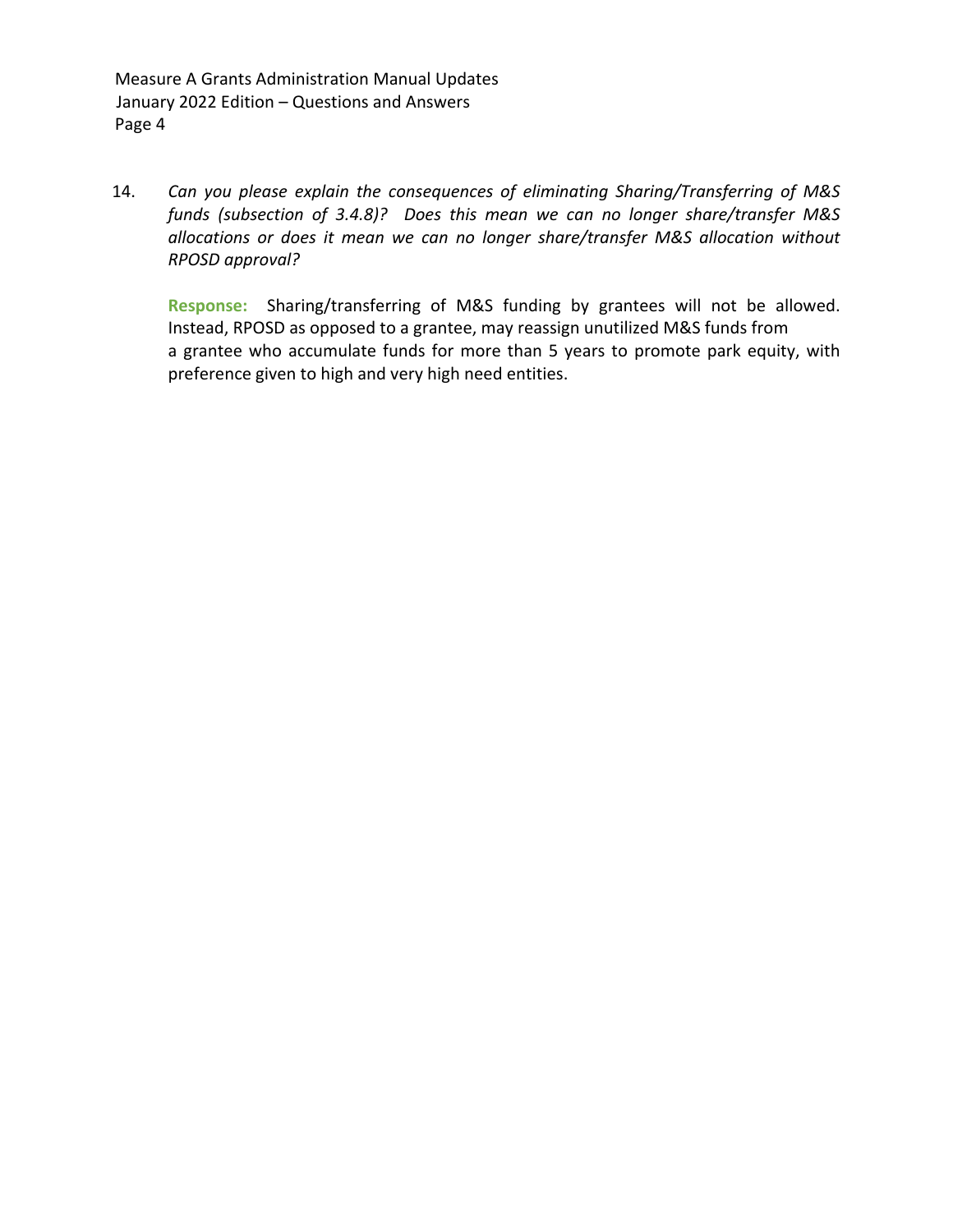14. *Can you please explain the consequences of eliminating Sharing/Transferring of M&S funds (subsection of 3.4.8)? Does this mean we can no longer share/transfer M&S allocations or does it mean we can no longer share/transfer M&S allocation without RPOSD approval?*

 **Response:** Sharing/transferring of M&S funding by grantees will not be allowed. Instead, RPOSD as opposed to a grantee, may reassign unutilized M&S funds from a grantee who accumulate funds for more than 5 years to promote park equity, with preference given to high and very high need entities.